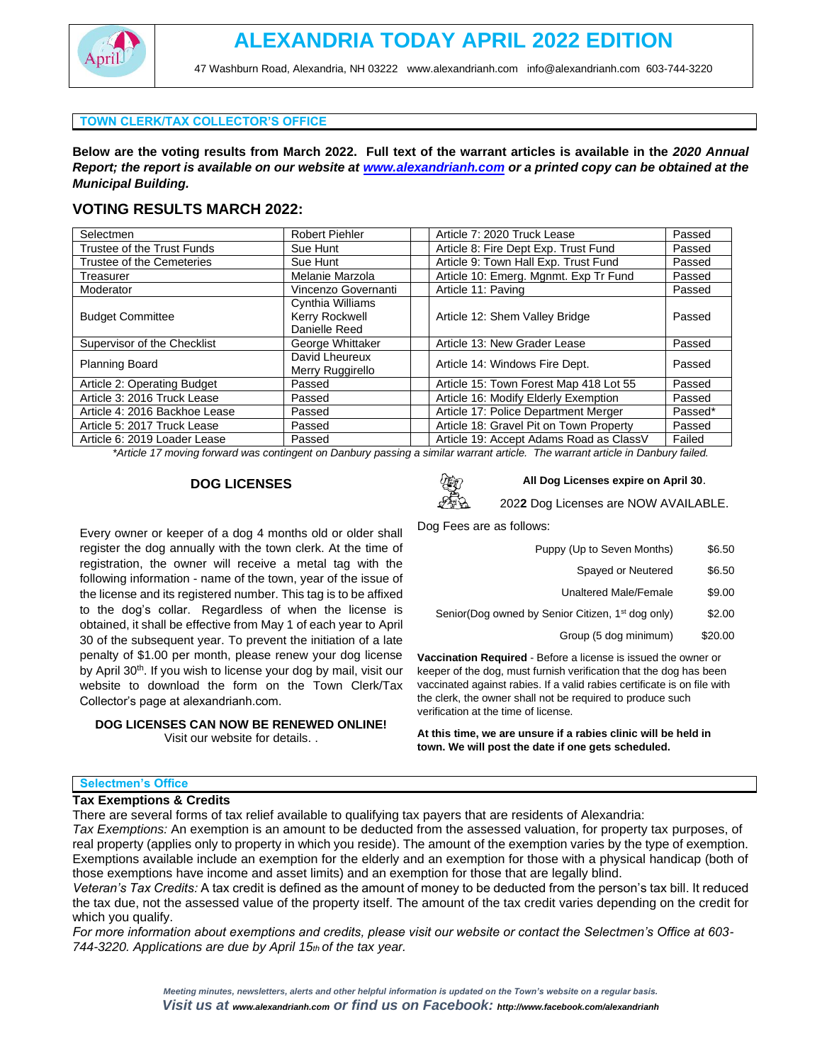# ALEXANDRIA TODAY APRIL 2022 EDITION

47 Washburn Road, Alexandria, NH 03222 www.alexandrianh.com info@alexandrianh.com 603-744-3220

## TOWN CLERK/TAX COLLECTOR'S OFFICE

**Below are the voting results from March 2022. Full text of the warrant articles is available in the *2020 Annual Report; the report is available on our website at www.alexandrianh.com or a printed copy can be obtained at the Municipal Building.***

## VOTING RESULTS MARCH 2022:

| | | | |
|---|---|---|---|
| Selectmen | Robert Piehler | Article 7: 2020 Truck Lease | Passed |
| Trustee of the Trust Funds | Sue Hunt | Article 8: Fire Dept Exp. Trust Fund | Passed |
| Trustee of the Cemeteries | Sue Hunt | Article 9: Town Hall Exp. Trust Fund | Passed |
| Treasurer | Melanie Marzola | Article 10: Emerg. Mgnmt. Exp Tr Fund | Passed |
| Moderator | Vincenzo Governanti | Article 11: Paving | Passed |
| Budget Committee | Cynthia Williams<br>Kerry Rockwell<br>Danielle Reed | Article 12: Shem Valley Bridge | Passed |
| Supervisor of the Checklist | George Whittaker | Article 13: New Grader Lease | Passed |
| Planning Board | David Lheureux<br>Merry Ruggirello | Article 14: Windows Fire Dept. | Passed |
| Article 2: Operating Budget | Passed | Article 15: Town Forest Map 418 Lot 55 | Passed |
| Article 3: 2016 Truck Lease | Passed | Article 16: Modify Elderly Exemption | Passed |
| Article 4: 2016 Backhoe Lease | Passed | Article 17: Police Department Merger | Passed* |
| Article 5: 2017 Truck Lease | Passed | Article 18: Gravel Pit on Town Property | Passed |
| Article 6: 2019 Loader Lease | Passed | Article 19: Accept Adams Road as ClassV | Failed |

*Article 17 moving forward was contingent on Danbury passing a similar warrant article. The warrant article in Danbury failed.*

### DOG LICENSES

**All Dog Licenses expire on April 30.**

202**2** Dog Licenses are NOW AVAILABLE.

Every owner or keeper of a dog 4 months old or older shall register the dog annually with the town clerk. At the time of registration, the owner will receive a metal tag with the following information - name of the town, year of the issue of the license and its registered number. This tag is to be affixed to the dog's collar. Regardless of when the license is obtained, it shall be effective from May 1 of each year to April 30 of the subsequent year. To prevent the initiation of a late penalty of $1.00 per month, please renew your dog license by April 30th. If you wish to license your dog by mail, visit our website to download the form on the Town Clerk/Tax Collector's page at alexandrianh.com.

**DOG LICENSES CAN NOW BE RENEWED ONLINE!**
Visit our website for details. .

Dog Fees are as follows:

| | |
|---|---|
| Puppy (Up to Seven Months) | $6.50 |
| Spayed or Neutered | $6.50 |
| Unaltered Male/Female | $9.00 |
| Senior(Dog owned by Senior Citizen, 1st dog only) | $2.00 |
| Group (5 dog minimum) | $20.00 |

**Vaccination Required** - Before a license is issued the owner or keeper of the dog, must furnish verification that the dog has been vaccinated against rabies. If a valid rabies certificate is on file with the clerk, the owner shall not be required to produce such verification at the time of license.

**At this time, we are unsure if a rabies clinic will be held in town. We will post the date if one gets scheduled.**

## Selectmen's Office

### Tax Exemptions & Credits

There are several forms of tax relief available to qualifying tax payers that are residents of Alexandria:

*Tax Exemptions:* An exemption is an amount to be deducted from the assessed valuation, for property tax purposes, of real property (applies only to property in which you reside). The amount of the exemption varies by the type of exemption. Exemptions available include an exemption for the elderly and an exemption for those with a physical handicap (both of those exemptions have income and asset limits) and an exemption for those that are legally blind.

*Veteran's Tax Credits:* A tax credit is defined as the amount of money to be deducted from the person's tax bill. It reduced the tax due, not the assessed value of the property itself. The amount of the tax credit varies depending on the credit for which you qualify.

*For more information about exemptions and credits, please visit our website or contact the Selectmen's Office at 603-744-3220. Applications are due by April 15th of the tax year.*

***Meeting minutes, newsletters, alerts and other helpful information is updated on the Town's website on a regular basis.***
***Visit us at www.alexandrianh.com or find us on Facebook: http://www.facebook.com/alexandrianh***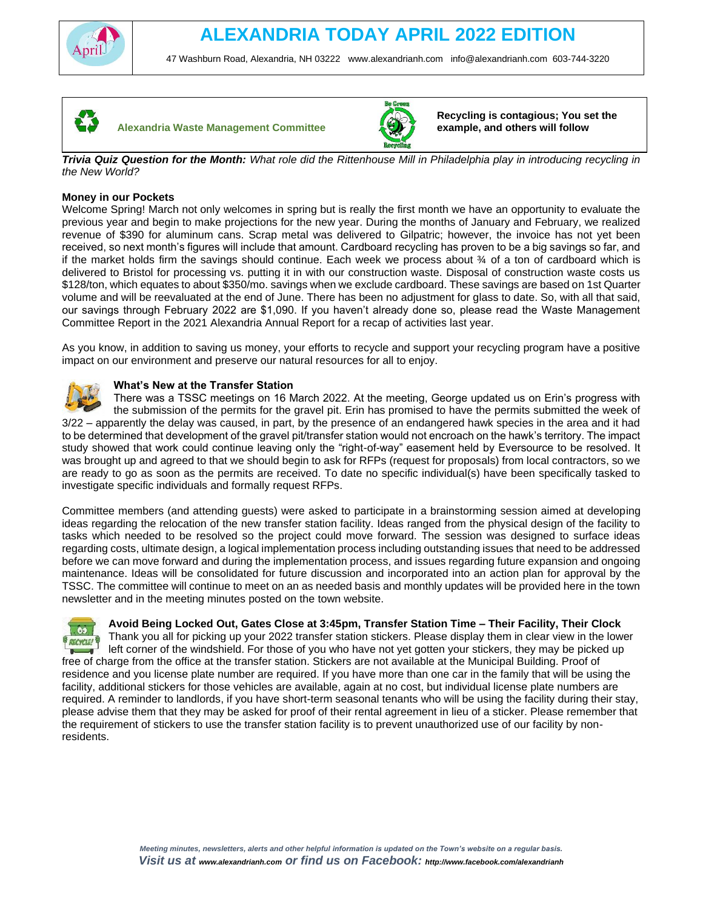# ALEXANDRIA TODAY APRIL 2022 EDITION

47 Washburn Road, Alexandria, NH 03222 www.alexandrianh.com info@alexandrianh.com 603-744-3220

**Alexandria Waste Management Committee**

**Recycling is contagious; You set the example, and others will follow**

***Trivia Quiz Question for the Month:*** *What role did the Rittenhouse Mill in Philadelphia play in introducing recycling in the New World?*

**Money in our Pockets**

Welcome Spring! March not only welcomes in spring but is really the first month we have an opportunity to evaluate the previous year and begin to make projections for the new year. During the months of January and February, we realized revenue of $390 for aluminum cans. Scrap metal was delivered to Gilpatric; however, the invoice has not yet been received, so next month's figures will include that amount. Cardboard recycling has proven to be a big savings so far, and if the market holds firm the savings should continue. Each week we process about ¾ of a ton of cardboard which is delivered to Bristol for processing vs. putting it in with our construction waste. Disposal of construction waste costs us $128/ton, which equates to about $350/mo. savings when we exclude cardboard. These savings are based on 1st Quarter volume and will be reevaluated at the end of June. There has been no adjustment for glass to date. So, with all that said, our savings through February 2022 are $1,090. If you haven't already done so, please read the Waste Management Committee Report in the 2021 Alexandria Annual Report for a recap of activities last year.

As you know, in addition to saving us money, your efforts to recycle and support your recycling program have a positive impact on our environment and preserve our natural resources for all to enjoy.

**What's New at the Transfer Station**

There was a TSSC meetings on 16 March 2022. At the meeting, George updated us on Erin's progress with the submission of the permits for the gravel pit. Erin has promised to have the permits submitted the week of 3/22 – apparently the delay was caused, in part, by the presence of an endangered hawk species in the area and it had to be determined that development of the gravel pit/transfer station would not encroach on the hawk's territory. The impact study showed that work could continue leaving only the "right-of-way" easement held by Eversource to be resolved. It was brought up and agreed to that we should begin to ask for RFPs (request for proposals) from local contractors, so we are ready to go as soon as the permits are received. To date no specific individual(s) have been specifically tasked to investigate specific individuals and formally request RFPs.

Committee members (and attending guests) were asked to participate in a brainstorming session aimed at developing ideas regarding the relocation of the new transfer station facility. Ideas ranged from the physical design of the facility to tasks which needed to be resolved so the project could move forward. The session was designed to surface ideas regarding costs, ultimate design, a logical implementation process including outstanding issues that need to be addressed before we can move forward and during the implementation process, and issues regarding future expansion and ongoing maintenance. Ideas will be consolidated for future discussion and incorporated into an action plan for approval by the TSSC. The committee will continue to meet on an as needed basis and monthly updates will be provided here in the town newsletter and in the meeting minutes posted on the town website.

**Avoid Being Locked Out, Gates Close at 3:45pm, Transfer Station Time – Their Facility, Their Clock**

Thank you all for picking up your 2022 transfer station stickers. Please display them in clear view in the lower left corner of the windshield. For those of you who have not yet gotten your stickers, they may be picked up free of charge from the office at the transfer station. Stickers are not available at the Municipal Building. Proof of residence and you license plate number are required. If you have more than one car in the family that will be using the facility, additional stickers for those vehicles are available, again at no cost, but individual license plate numbers are required. A reminder to landlords, if you have short-term seasonal tenants who will be using the facility during their stay, please advise them that they may be asked for proof of their rental agreement in lieu of a sticker. Please remember that the requirement of stickers to use the transfer station facility is to prevent unauthorized use of our facility by non-residents.

*Meeting minutes, newsletters, alerts and other helpful information is updated on the Town's website on a regular basis.*
***Visit us at www.alexandrianh.com or find us on Facebook: http://www.facebook.com/alexandrianh***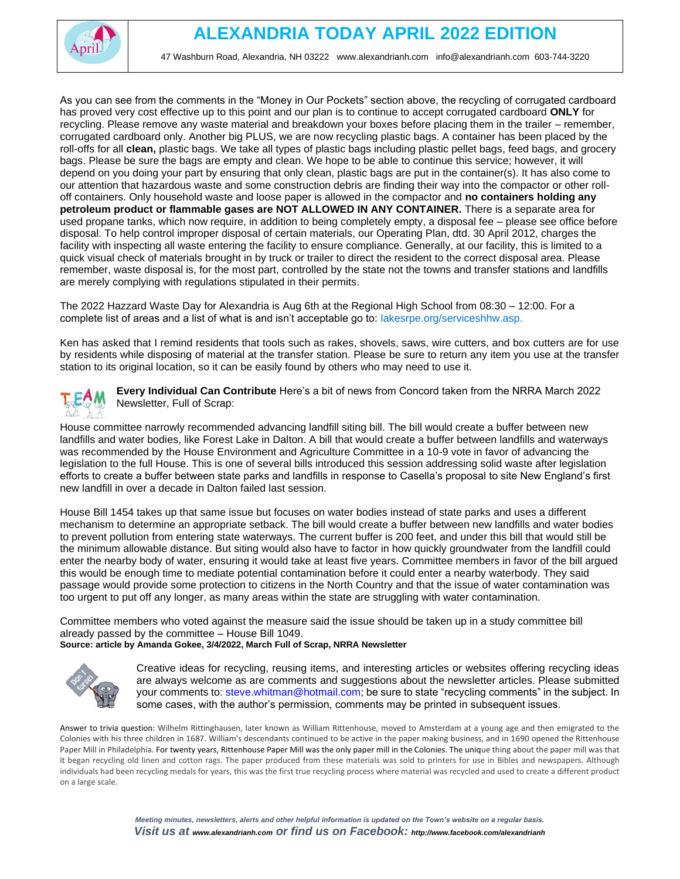As you can see from the comments in the "Money in Our Pockets" section above, the recycling of corrugated cardboard has proved very cost effective up to this point and our plan is to continue to accept corrugated cardboard **ONLY** for recycling. Please remove any waste material and breakdown your boxes before placing them in the trailer – remember, corrugated cardboard only. Another big PLUS, we are now recycling plastic bags. A container has been placed by the roll-offs for all **clean,** plastic bags. We take all types of plastic bags including plastic pellet bags, feed bags, and grocery bags. Please be sure the bags are empty and clean. We hope to be able to continue this service; however, it will depend on you doing your part by ensuring that only clean, plastic bags are put in the container(s). It has also come to our attention that hazardous waste and some construction debris are finding their way into the compactor or other roll-off containers. Only household waste and loose paper is allowed in the compactor and **no containers holding any petroleum product or flammable gases are NOT ALLOWED IN ANY CONTAINER.** There is a separate area for used propane tanks, which now require, in addition to being completely empty, a disposal fee – please see office before disposal. To help control improper disposal of certain materials, our Operating Plan, dtd. 30 April 2012, charges the facility with inspecting all waste entering the facility to ensure compliance. Generally, at our facility, this is limited to a quick visual check of materials brought in by truck or trailer to direct the resident to the correct disposal area. Please remember, waste disposal is, for the most part, controlled by the state not the towns and transfer stations and landfills are merely complying with regulations stipulated in their permits.

The 2022 Hazzard Waste Day for Alexandria is Aug 6th at the Regional High School from 08:30 – 12:00. For a complete list of areas and a list of what is and isn't acceptable go to: lakesrpe.org/serviceshhw.asp.

Ken has asked that I remind residents that tools such as rakes, shovels, saws, wire cutters, and box cutters are for use by residents while disposing of material at the transfer station. Please be sure to return any item you use at the transfer station to its original location, so it can be easily found by others who may need to use it.

**Every Individual Can Contribute** Here's a bit of news from Concord taken from the NRRA March 2022 Newsletter, Full of Scrap:

House committee narrowly recommended advancing landfill siting bill. The bill would create a buffer between new landfills and water bodies, like Forest Lake in Dalton. A bill that would create a buffer between landfills and waterways was recommended by the House Environment and Agriculture Committee in a 10-9 vote in favor of advancing the legislation to the full House. This is one of several bills introduced this session addressing solid waste after legislation efforts to create a buffer between state parks and landfills in response to Casella's proposal to site New England's first new landfill in over a decade in Dalton failed last session.

House Bill 1454 takes up that same issue but focuses on water bodies instead of state parks and uses a different mechanism to determine an appropriate setback. The bill would create a buffer between new landfills and water bodies to prevent pollution from entering state waterways. The current buffer is 200 feet, and under this bill that would still be the minimum allowable distance. But siting would also have to factor in how quickly groundwater from the landfill could enter the nearby body of water, ensuring it would take at least five years. Committee members in favor of the bill argued this would be enough time to mediate potential contamination before it could enter a nearby waterbody. They said passage would provide some protection to citizens in the North Country and that the issue of water contamination was too urgent to put off any longer, as many areas within the state are struggling with water contamination.

Committee members who voted against the measure said the issue should be taken up in a study committee bill already passed by the committee – House Bill 1049.
**Source: article by Amanda Gokee, 3/4/2022, March Full of Scrap, NRRA Newsletter**

Creative ideas for recycling, reusing items, and interesting articles or websites offering recycling ideas are always welcome as are comments and suggestions about the newsletter articles. Please submitted your comments to: steve.whitman@hotmail.com; be sure to state "recycling comments" in the subject. In some cases, with the author's permission, comments may be printed in subsequent issues.

Answer to trivia question: Wilhelm Rittinghausen, later known as William Rittenhouse, moved to Amsterdam at a young age and then emigrated to the Colonies with his three children in 1687. William's descendants continued to be active in the paper making business, and in 1690 opened the Rittenhouse Paper Mill in Philadelphia. For twenty years, Rittenhouse Paper Mill was the only paper mill in the Colonies. The unique thing about the paper mill was that it began recycling old linen and cotton rags. The paper produced from these materials was sold to printers for use in Bibles and newspapers. Although individuals had been recycling medals for years, this was the first true recycling process where material was recycled and used to create a different product on a large scale.

*Meeting minutes, newsletters, alerts and other helpful information is updated on the Town's website on a regular basis.*
***Visit us at www.alexandrianh.com or find us on Facebook: http://www.facebook.com/alexandrianh***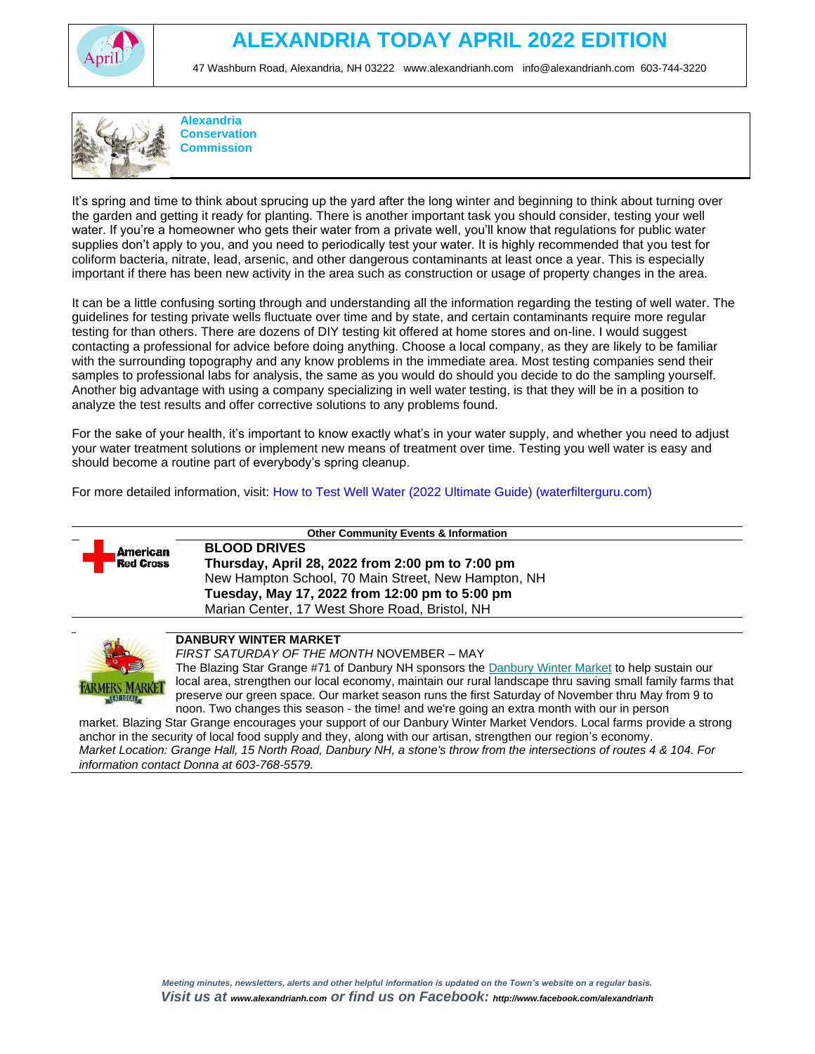# ALEXANDRIA TODAY APRIL 2022 EDITION

47 Washburn Road, Alexandria, NH 03222   www.alexandrianh.com   info@alexandrianh.com   603-744-3220

## Alexandria Conservation Commission

It's spring and time to think about sprucing up the yard after the long winter and beginning to think about turning over the garden and getting it ready for planting. There is another important task you should consider, testing your well water. If you're a homeowner who gets their water from a private well, you'll know that regulations for public water supplies don't apply to you, and you need to periodically test your water. It is highly recommended that you test for coliform bacteria, nitrate, lead, arsenic, and other dangerous contaminants at least once a year. This is especially important if there has been new activity in the area such as construction or usage of property changes in the area.

It can be a little confusing sorting through and understanding all the information regarding the testing of well water. The guidelines for testing private wells fluctuate over time and by state, and certain contaminants require more regular testing for than others. There are dozens of DIY testing kit offered at home stores and on-line. I would suggest contacting a professional for advice before doing anything. Choose a local company, as they are likely to be familiar with the surrounding topography and any know problems in the immediate area. Most testing companies send their samples to professional labs for analysis, the same as you would do should you decide to do the sampling yourself. Another big advantage with using a company specializing in well water testing, is that they will be in a position to analyze the test results and offer corrective solutions to any problems found.

For the sake of your health, it's important to know exactly what's in your water supply, and whether you need to adjust your water treatment solutions or implement new means of treatment over time. Testing you well water is easy and should become a routine part of everybody's spring cleanup.

For more detailed information, visit: How to Test Well Water (2022 Ultimate Guide) (waterfilterguru.com)

---

**Other Community Events & Information**

American Red Cross

**BLOOD DRIVES**

**Thursday, April 28, 2022 from 2:00 pm to 7:00 pm**
New Hampton School, 70 Main Street, New Hampton, NH

**Tuesday, May 17, 2022 from 12:00 pm to 5:00 pm**
Marian Center, 17 West Shore Road, Bristol, NH

---

**DANBURY WINTER MARKET**

*FIRST SATURDAY OF THE MONTH* NOVEMBER – MAY

The Blazing Star Grange #71 of Danbury NH sponsors the Danbury Winter Market to help sustain our local area, strengthen our local economy, maintain our rural landscape thru saving small family farms that preserve our green space. Our market season runs the first Saturday of November thru May from 9 to noon. Two changes this season - the time! and we're going an extra month with our in person market. Blazing Star Grange encourages your support of our Danbury Winter Market Vendors. Local farms provide a strong anchor in the security of local food supply and they, along with our artisan, strengthen our region's economy.

*Market Location: Grange Hall, 15 North Road, Danbury NH, a stone's throw from the intersections of routes 4 & 104. For information contact Donna at 603-768-5579.*

---

***Meeting minutes, newsletters, alerts and other helpful information is updated on the Town's website on a regular basis.***

***Visit us at www.alexandrianh.com or find us on Facebook: http://www.facebook.com/alexandrianh***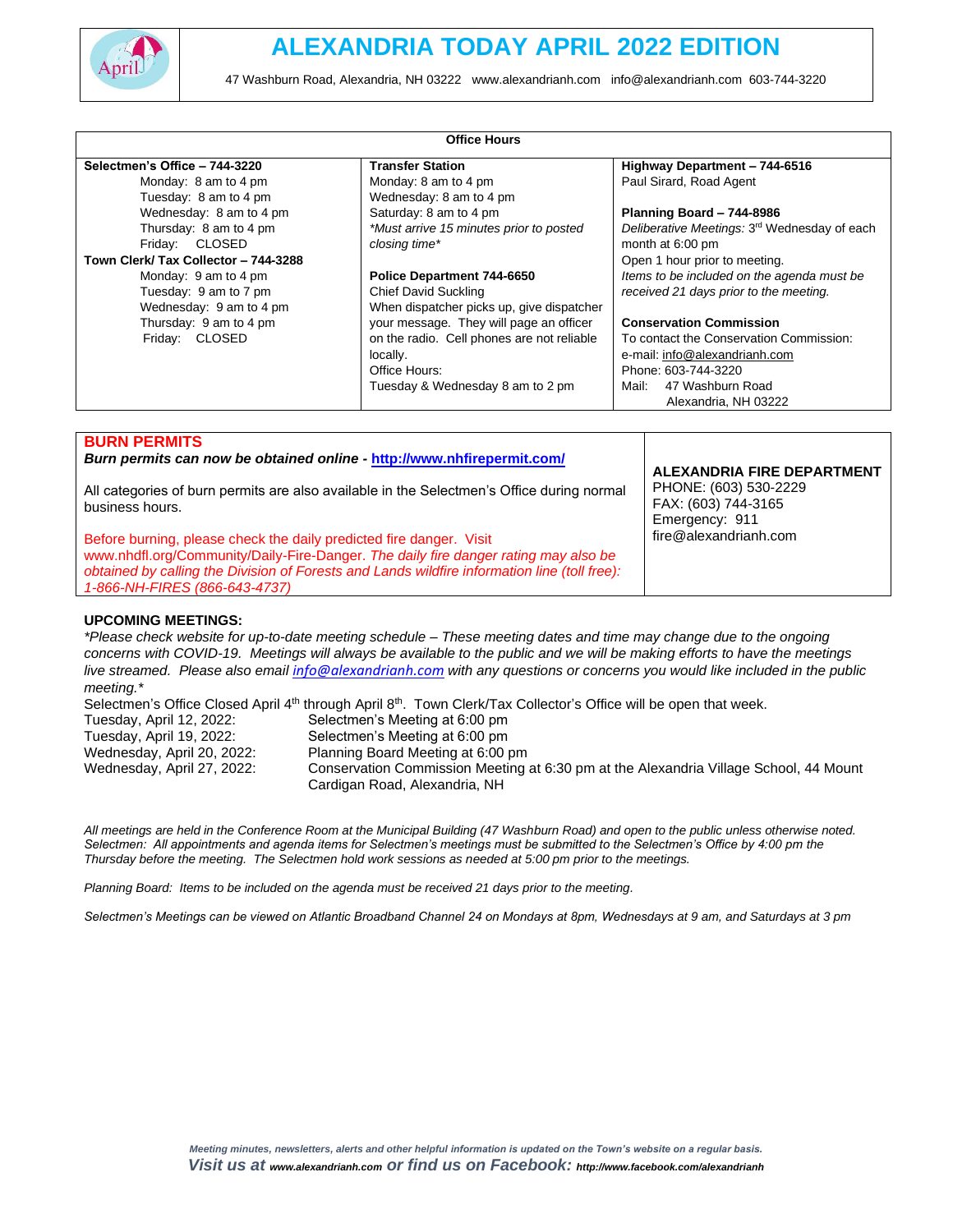# ALEXANDRIA TODAY APRIL 2022 EDITION

47 Washburn Road, Alexandria, NH 03222 www.alexandrianh.com info@alexandrianh.com 603-744-3220

## Office Hours

**Selectmen's Office – 744-3220**
Monday: 8 am to 4 pm
Tuesday: 8 am to 4 pm
Wednesday: 8 am to 4 pm
Thursday: 8 am to 4 pm
Friday: CLOSED

**Town Clerk/ Tax Collector – 744-3288**
Monday: 9 am to 4 pm
Tuesday: 9 am to 7 pm
Wednesday: 9 am to 4 pm
Thursday: 9 am to 4 pm
Friday: CLOSED

**Transfer Station**
Monday: 8 am to 4 pm
Wednesday: 8 am to 4 pm
Saturday: 8 am to 4 pm
*\*Must arrive 15 minutes prior to posted closing time\**

**Police Department 744-6650**
Chief David Suckling
When dispatcher picks up, give dispatcher your message. They will page an officer on the radio. Cell phones are not reliable locally.
Office Hours:
Tuesday & Wednesday 8 am to 2 pm

**Highway Department – 744-6516**
Paul Sirard, Road Agent

**Planning Board – 744-8986**
*Deliberative Meetings:* 3rd Wednesday of each month at 6:00 pm
Open 1 hour prior to meeting.
*Items to be included on the agenda must be received 21 days prior to the meeting.*

**Conservation Commission**
To contact the Conservation Commission:
e-mail: info@alexandrianh.com
Phone: 603-744-3220
Mail: 47 Washburn Road
Alexandria, NH 03222

## BURN PERMITS

***Burn permits can now be obtained online - http://www.nhfirepermit.com/***

All categories of burn permits are also available in the Selectmen's Office during normal business hours.

Before burning, please check the daily predicted fire danger. Visit www.nhdfl.org/Community/Daily-Fire-Danger. *The daily fire danger rating may also be obtained by calling the Division of Forests and Lands wildfire information line (toll free): 1-866-NH-FIRES (866-643-4737)*

**ALEXANDRIA FIRE DEPARTMENT**
PHONE: (603) 530-2229
FAX: (603) 744-3165
Emergency: 911
fire@alexandrianh.com

## UPCOMING MEETINGS:

*\*Please check website for up-to-date meeting schedule – These meeting dates and time may change due to the ongoing concerns with COVID-19. Meetings will always be available to the public and we will be making efforts to have the meetings live streamed. Please also email info@alexandrianh.com with any questions or concerns you would like included in the public meeting.\**

Selectmen's Office Closed April 4th through April 8th. Town Clerk/Tax Collector's Office will be open that week.

| | |
|---|---|
| Tuesday, April 12, 2022: | Selectmen's Meeting at 6:00 pm |
| Tuesday, April 19, 2022: | Selectmen's Meeting at 6:00 pm |
| Wednesday, April 20, 2022: | Planning Board Meeting at 6:00 pm |
| Wednesday, April 27, 2022: | Conservation Commission Meeting at 6:30 pm at the Alexandria Village School, 44 Mount Cardigan Road, Alexandria, NH |

*All meetings are held in the Conference Room at the Municipal Building (47 Washburn Road) and open to the public unless otherwise noted. Selectmen: All appointments and agenda items for Selectmen's meetings must be submitted to the Selectmen's Office by 4:00 pm the Thursday before the meeting. The Selectmen hold work sessions as needed at 5:00 pm prior to the meetings.*

*Planning Board: Items to be included on the agenda must be received 21 days prior to the meeting.*

*Selectmen's Meetings can be viewed on Atlantic Broadband Channel 24 on Mondays at 8pm, Wednesdays at 9 am, and Saturdays at 3 pm*

***Meeting minutes, newsletters, alerts and other helpful information is updated on the Town's website on a regular basis.***
***Visit us at www.alexandrianh.com or find us on Facebook: http://www.facebook.com/alexandrianh***